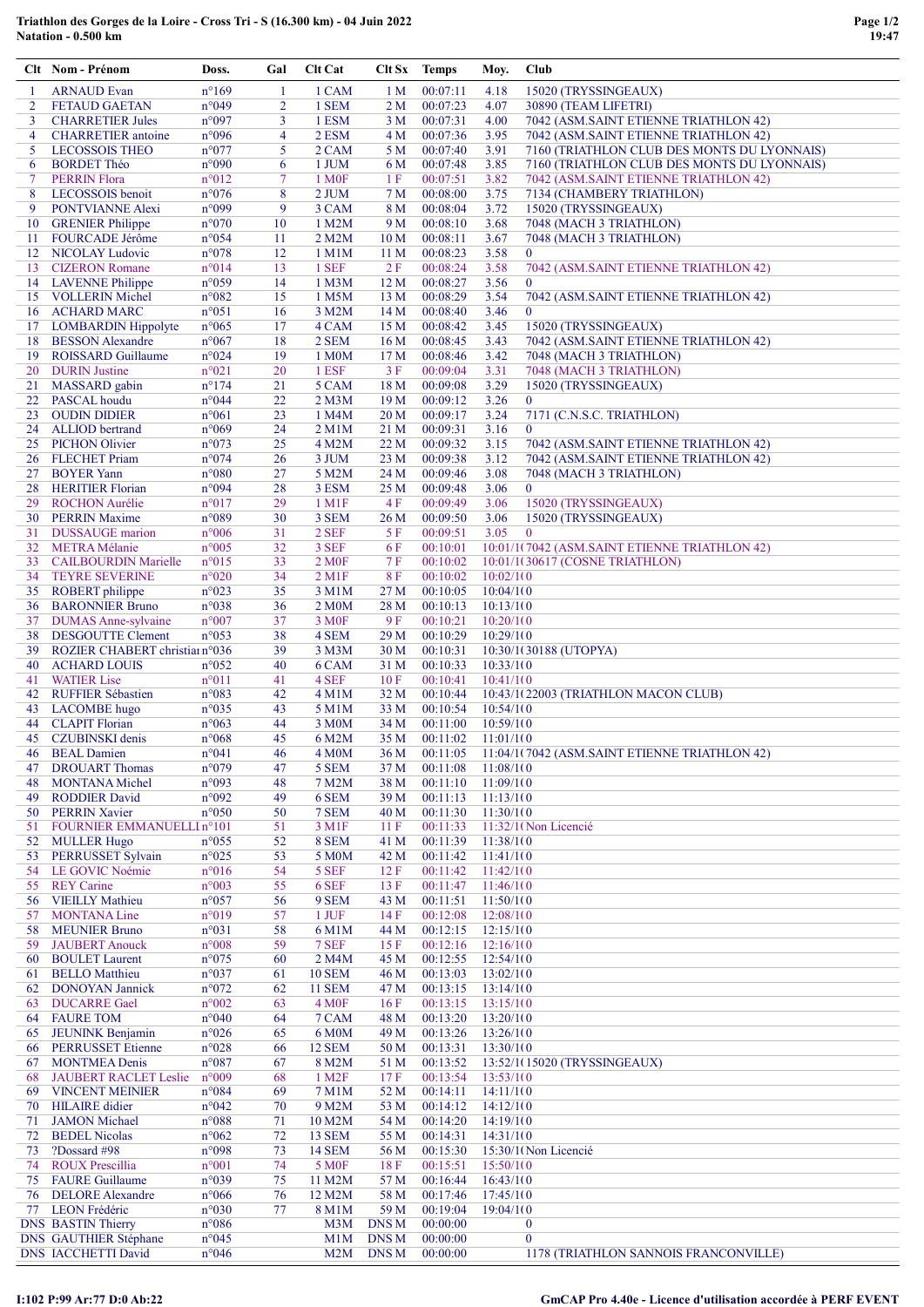**Triathlon des Gorges de la Loire - Cross Tri - S (16.300 km) - 04 Juin 2022**
**Natation - 0.500 km**

| Clt | Nom - Prénom | Doss. | Gal | Clt Cat | Clt Sx | Temps | Moy. | Club |
|---|---|---|---|---|---|---|---|---|
| 1 | ARNAUD Evan | n°169 | 1 | 1 CAM | 1 M | 00:07:11 | 4.18 | 15020 (TRYSSINGEAUX) |
| 2 | FETAUD GAETAN | n°049 | 2 | 1 SEM | 2 M | 00:07:23 | 4.07 | 30890 (TEAM LIFETRI) |
| 3 | CHARRETIER Jules | n°097 | 3 | 1 ESM | 3 M | 00:07:31 | 4.00 | 7042 (ASM.SAINT ETIENNE TRIATHLON 42) |
| 4 | CHARRETIER antoine | n°096 | 4 | 2 ESM | 4 M | 00:07:36 | 3.95 | 7042 (ASM.SAINT ETIENNE TRIATHLON 42) |
| 5 | LECOSSOIS THEO | n°077 | 5 | 2 CAM | 5 M | 00:07:40 | 3.91 | 7160 (TRIATHLON CLUB DES MONTS DU LYONNAIS) |
| 6 | BORDET Théo | n°090 | 6 | 1 JUM | 6 M | 00:07:48 | 3.85 | 7160 (TRIATHLON CLUB DES MONTS DU LYONNAIS) |
| 7 | PERRIN Flora | n°012 | 7 | 1 M0F | 1 F | 00:07:51 | 3.82 | 7042 (ASM.SAINT ETIENNE TRIATHLON 42) |
| 8 | LECOSSOIS benoit | n°076 | 8 | 2 JUM | 7 M | 00:08:00 | 3.75 | 7134 (CHAMBERY TRIATHLON) |
| 9 | PONTVIANNE Alexi | n°099 | 9 | 3 CAM | 8 M | 00:08:04 | 3.72 | 15020 (TRYSSINGEAUX) |
| 10 | GRENIER Philippe | n°070 | 10 | 1 M2M | 9 M | 00:08:10 | 3.68 | 7048 (MACH 3 TRIATHLON) |
| 11 | FOURCADE Jérôme | n°054 | 11 | 2 M2M | 10 M | 00:08:11 | 3.67 | 7048 (MACH 3 TRIATHLON) |
| 12 | NICOLAY Ludovic | n°078 | 12 | 1 M1M | 11 M | 00:08:23 | 3.58 | 0 |
| 13 | CIZERON Romane | n°014 | 13 | 1 SEF | 2 F | 00:08:24 | 3.58 | 7042 (ASM.SAINT ETIENNE TRIATHLON 42) |
| 14 | LAVENNE Philippe | n°059 | 14 | 1 M3M | 12 M | 00:08:27 | 3.56 | 0 |
| 15 | VOLLERIN Michel | n°082 | 15 | 1 M5M | 13 M | 00:08:29 | 3.54 | 7042 (ASM.SAINT ETIENNE TRIATHLON 42) |
| 16 | ACHARD MARC | n°051 | 16 | 3 M2M | 14 M | 00:08:40 | 3.46 | 0 |
| 17 | LOMBARDIN Hippolyte | n°065 | 17 | 4 CAM | 15 M | 00:08:42 | 3.45 | 15020 (TRYSSINGEAUX) |
| 18 | BESSON Alexandre | n°067 | 18 | 2 SEM | 16 M | 00:08:45 | 3.43 | 7042 (ASM.SAINT ETIENNE TRIATHLON 42) |
| 19 | ROISSARD Guillaume | n°024 | 19 | 1 M0M | 17 M | 00:08:46 | 3.42 | 7048 (MACH 3 TRIATHLON) |
| 20 | DURIN Justine | n°021 | 20 | 1 ESF | 3 F | 00:09:04 | 3.31 | 7048 (MACH 3 TRIATHLON) |
| 21 | MASSARD gabin | n°174 | 21 | 5 CAM | 18 M | 00:09:08 | 3.29 | 15020 (TRYSSINGEAUX) |
| 22 | PASCAL houdu | n°044 | 22 | 2 M3M | 19 M | 00:09:12 | 3.26 | 0 |
| 23 | OUDIN DIDIER | n°061 | 23 | 1 M4M | 20 M | 00:09:17 | 3.24 | 7171 (C.N.S.C. TRIATHLON) |
| 24 | ALLIOD bertrand | n°069 | 24 | 2 M1M | 21 M | 00:09:31 | 3.16 | 0 |
| 25 | PICHON Olivier | n°073 | 25 | 4 M2M | 22 M | 00:09:32 | 3.15 | 7042 (ASM.SAINT ETIENNE TRIATHLON 42) |
| 26 | FLECHET Priam | n°074 | 26 | 3 JUM | 23 M | 00:09:38 | 3.12 | 7042 (ASM.SAINT ETIENNE TRIATHLON 42) |
| 27 | BOYER Yann | n°080 | 27 | 5 M2M | 24 M | 00:09:46 | 3.08 | 7048 (MACH 3 TRIATHLON) |
| 28 | HERITIER Florian | n°094 | 28 | 3 ESM | 25 M | 00:09:48 | 3.06 | 0 |
| 29 | ROCHON Aurélie | n°017 | 29 | 1 M1F | 4 F | 00:09:49 | 3.06 | 15020 (TRYSSINGEAUX) |
| 30 | PERRIN Maxime | n°089 | 30 | 3 SEM | 26 M | 00:09:50 | 3.06 | 15020 (TRYSSINGEAUX) |
| 31 | DUSSAUGE marion | n°006 | 31 | 2 SEF | 5 F | 00:09:51 | 3.05 | 0 |
| 32 | METRA Mélanie | n°005 | 32 | 3 SEF | 6 F | 00:10:01 | 10:01/1( | 7042 (ASM.SAINT ETIENNE TRIATHLON 42) |
| 33 | CAILBOURDIN Marielle | n°015 | 33 | 2 M0F | 7 F | 00:10:02 | 10:01/1( | 30617 (COSNE TRIATHLON) |
| 34 | TEYRE SEVERINE | n°020 | 34 | 2 M1F | 8 F | 00:10:02 | 10:02/1( | 0 |
| 35 | ROBERT philippe | n°023 | 35 | 3 M1M | 27 M | 00:10:05 | 10:04/1( | 0 |
| 36 | BARONNIER Bruno | n°038 | 36 | 2 M0M | 28 M | 00:10:13 | 10:13/1( | 0 |
| 37 | DUMAS Anne-sylvaine | n°007 | 37 | 3 M0F | 9 F | 00:10:21 | 10:20/1( | 0 |
| 38 | DESGOUTTE Clement | n°053 | 38 | 4 SEM | 29 M | 00:10:29 | 10:29/1( | 0 |
| 39 | ROZIER CHABERT christian | n°036 | 39 | 3 M3M | 30 M | 00:10:31 | 10:30/1( | 30188 (UTOPYA) |
| 40 | ACHARD LOUIS | n°052 | 40 | 6 CAM | 31 M | 00:10:33 | 10:33/1( | 0 |
| 41 | WATIER Lise | n°011 | 41 | 4 SEF | 10 F | 00:10:41 | 10:41/1( | 0 |
| 42 | RUFFIER Sébastien | n°083 | 42 | 4 M1M | 32 M | 00:10:44 | 10:43/1( | 22003 (TRIATHLON MACON CLUB) |
| 43 | LACOMBE hugo | n°035 | 43 | 5 M1M | 33 M | 00:10:54 | 10:54/1( | 0 |
| 44 | CLAPIT Florian | n°063 | 44 | 3 M0M | 34 M | 00:11:00 | 10:59/1( | 0 |
| 45 | CZUBINSKI denis | n°068 | 45 | 6 M2M | 35 M | 00:11:02 | 11:01/1( | 0 |
| 46 | BEAL Damien | n°041 | 46 | 4 M0M | 36 M | 00:11:05 | 11:04/1( | 7042 (ASM.SAINT ETIENNE TRIATHLON 42) |
| 47 | DROUART Thomas | n°079 | 47 | 5 SEM | 37 M | 00:11:08 | 11:08/1( | 0 |
| 48 | MONTANA Michel | n°093 | 48 | 7 M2M | 38 M | 00:11:10 | 11:09/1( | 0 |
| 49 | RODDIER David | n°092 | 49 | 6 SEM | 39 M | 00:11:13 | 11:13/1( | 0 |
| 50 | PERRIN Xavier | n°050 | 50 | 7 SEM | 40 M | 00:11:30 | 11:30/1( | 0 |
| 51 | FOURNIER EMMANUELLI | n°101 | 51 | 3 M1F | 11 F | 00:11:33 | 11:32/1( | Non Licencié |
| 52 | MULLER Hugo | n°055 | 52 | 8 SEM | 41 M | 00:11:39 | 11:38/1( | 0 |
| 53 | PERRUSSET Sylvain | n°025 | 53 | 5 M0M | 42 M | 00:11:42 | 11:41/1( | 0 |
| 54 | LE GOVIC Noémie | n°016 | 54 | 5 SEF | 12 F | 00:11:42 | 11:42/1( | 0 |
| 55 | REY Carine | n°003 | 55 | 6 SEF | 13 F | 00:11:47 | 11:46/1( | 0 |
| 56 | VIEILLY Mathieu | n°057 | 56 | 9 SEM | 43 M | 00:11:51 | 11:50/1( | 0 |
| 57 | MONTANA Line | n°019 | 57 | 1 JUF | 14 F | 00:12:08 | 12:08/1( | 0 |
| 58 | MEUNIER Bruno | n°031 | 58 | 6 M1M | 44 M | 00:12:15 | 12:15/1( | 0 |
| 59 | JAUBERT Anouck | n°008 | 59 | 7 SEF | 15 F | 00:12:16 | 12:16/1( | 0 |
| 60 | BOULET Laurent | n°075 | 60 | 2 M4M | 45 M | 00:12:55 | 12:54/1( | 0 |
| 61 | BELLO Matthieu | n°037 | 61 | 10 SEM | 46 M | 00:13:03 | 13:02/1( | 0 |
| 62 | DONOYAN Jannick | n°072 | 62 | 11 SEM | 47 M | 00:13:15 | 13:14/1( | 0 |
| 63 | DUCARRE Gael | n°002 | 63 | 4 M0F | 16 F | 00:13:15 | 13:15/1( | 0 |
| 64 | FAURE TOM | n°040 | 64 | 7 CAM | 48 M | 00:13:20 | 13:20/1( | 0 |
| 65 | JEUNINK Benjamin | n°026 | 65 | 6 M0M | 49 M | 00:13:26 | 13:26/1( | 0 |
| 66 | PERRUSSET Etienne | n°028 | 66 | 12 SEM | 50 M | 00:13:31 | 13:30/1( | 0 |
| 67 | MONTMEA Denis | n°087 | 67 | 8 M2M | 51 M | 00:13:52 | 13:52/1( | 15020 (TRYSSINGEAUX) |
| 68 | JAUBERT RACLET Leslie | n°009 | 68 | 1 M2F | 17 F | 00:13:54 | 13:53/1( | 0 |
| 69 | VINCENT MEINIER | n°084 | 69 | 7 M1M | 52 M | 00:14:11 | 14:11/1( | 0 |
| 70 | HILAIRE didier | n°042 | 70 | 9 M2M | 53 M | 00:14:12 | 14:12/1( | 0 |
| 71 | JAMON Michael | n°088 | 71 | 10 M2M | 54 M | 00:14:20 | 14:19/1( | 0 |
| 72 | BEDEL Nicolas | n°062 | 72 | 13 SEM | 55 M | 00:14:31 | 14:31/1( | 0 |
| 73 | ?Dossard #98 | n°098 | 73 | 14 SEM | 56 M | 00:15:30 | 15:30/1( | Non Licencié |
| 74 | ROUX Prescillia | n°001 | 74 | 5 M0F | 18 F | 00:15:51 | 15:50/1( | 0 |
| 75 | FAURE Guillaume | n°039 | 75 | 11 M2M | 57 M | 00:16:44 | 16:43/1( | 0 |
| 76 | DELORE Alexandre | n°066 | 76 | 12 M2M | 58 M | 00:17:46 | 17:45/1( | 0 |
| 77 | LEON Frédéric | n°030 | 77 | 8 M1M | 59 M | 00:19:04 | 19:04/1( | 0 |
| DNS | BASTIN Thierry | n°086 | | M3M | DNS M | 00:00:00 | | 0 |
| DNS | GAUTHIER Stéphane | n°045 | | M1M | DNS M | 00:00:00 | | 0 |
| DNS | IACCHETTI David | n°046 | | M2M | DNS M | 00:00:00 | | 1178 (TRIATHLON SANNOIS FRANCONVILLE) |

I:102 P:99 Ar:77 D:0 Ab:22

GmCAP Pro 4.40e - Licence d'utilisation accordée à PERF EVENT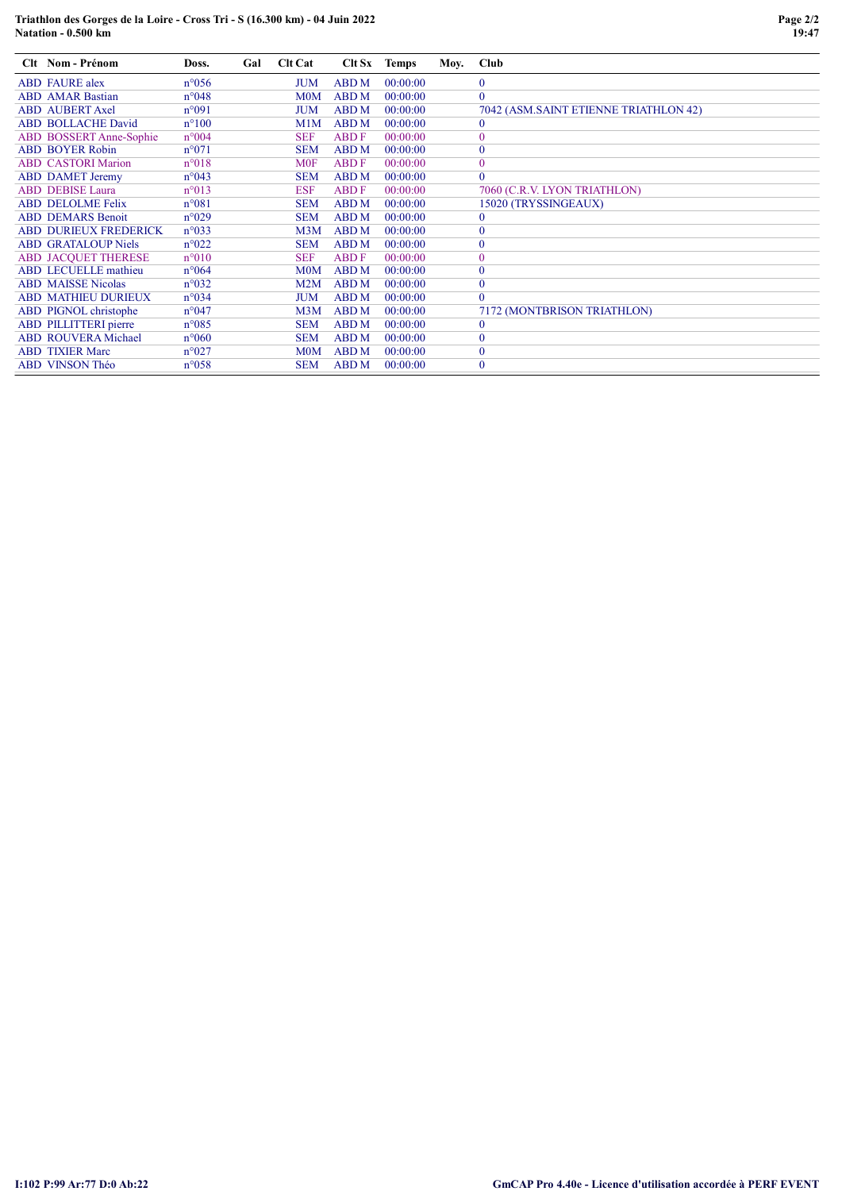**Triathlon des Gorges de la Loire - Cross Tri - S (16.300 km) - 04 Juin 2022**
**Natation - 0.500 km**

| Clt | Nom - Prénom | Doss. | Gal | Clt Cat | Clt Sx | Temps | Moy. | Club |
|---|---|---|---|---|---|---|---|---|
| ABD | FAURE alex | n°056 | | JUM | ABD M | 00:00:00 | | 0 |
| ABD | AMAR Bastian | n°048 | | M0M | ABD M | 00:00:00 | | 0 |
| ABD | AUBERT Axel | n°091 | | JUM | ABD M | 00:00:00 | | 7042 (ASM.SAINT ETIENNE TRIATHLON 42) |
| ABD | BOLLACHE David | n°100 | | M1M | ABD M | 00:00:00 | | 0 |
| ABD | BOSSERT Anne-Sophie | n°004 | | SEF | ABD F | 00:00:00 | | 0 |
| ABD | BOYER Robin | n°071 | | SEM | ABD M | 00:00:00 | | 0 |
| ABD | CASTORI Marion | n°018 | | M0F | ABD F | 00:00:00 | | 0 |
| ABD | DAMET Jeremy | n°043 | | SEM | ABD M | 00:00:00 | | 0 |
| ABD | DEBISE Laura | n°013 | | ESF | ABD F | 00:00:00 | | 7060 (C.R.V. LYON TRIATHLON) |
| ABD | DELOLME Felix | n°081 | | SEM | ABD M | 00:00:00 | | 15020 (TRYSSINGEAUX) |
| ABD | DEMARS Benoit | n°029 | | SEM | ABD M | 00:00:00 | | 0 |
| ABD | DURIEUX FREDERICK | n°033 | | M3M | ABD M | 00:00:00 | | 0 |
| ABD | GRATALOUP Niels | n°022 | | SEM | ABD M | 00:00:00 | | 0 |
| ABD | JACQUET THERESE | n°010 | | SEF | ABD F | 00:00:00 | | 0 |
| ABD | LECUELLE mathieu | n°064 | | M0M | ABD M | 00:00:00 | | 0 |
| ABD | MAISSE Nicolas | n°032 | | M2M | ABD M | 00:00:00 | | 0 |
| ABD | MATHIEU DURIEUX | n°034 | | JUM | ABD M | 00:00:00 | | 0 |
| ABD | PIGNOL christophe | n°047 | | M3M | ABD M | 00:00:00 | | 7172 (MONTBRISON TRIATHLON) |
| ABD | PILLITTERI pierre | n°085 | | SEM | ABD M | 00:00:00 | | 0 |
| ABD | ROUVERA Michael | n°060 | | SEM | ABD M | 00:00:00 | | 0 |
| ABD | TIXIER Marc | n°027 | | M0M | ABD M | 00:00:00 | | 0 |
| ABD | VINSON Théo | n°058 | | SEM | ABD M | 00:00:00 | | 0 |

I:102 P:99 Ar:77 D:0 Ab:22

GmCAP Pro 4.40e - Licence d'utilisation accordée à PERF EVENT